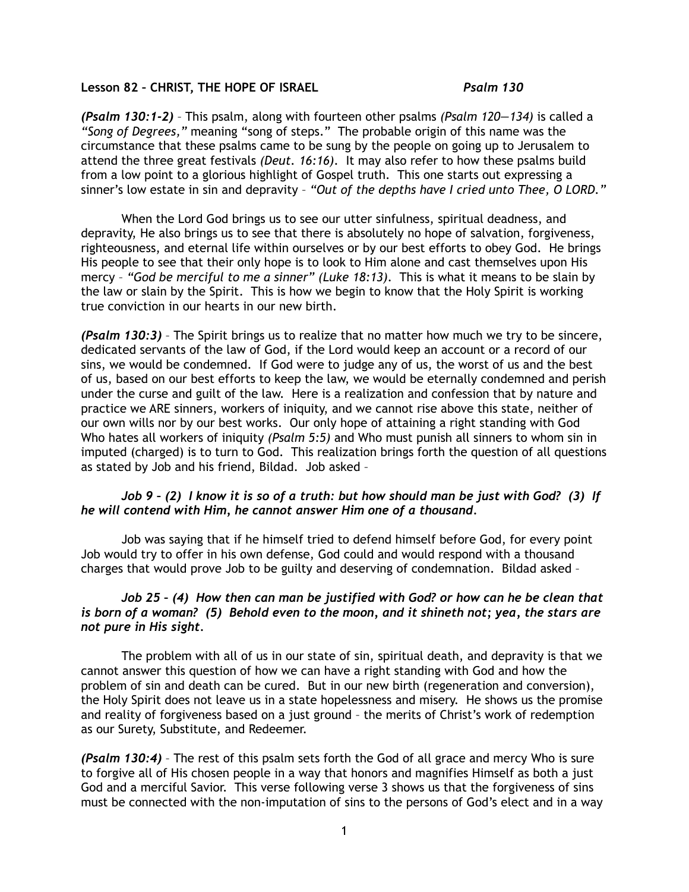**Lesson 82 – CHRIST, THE HOPE OF ISRAEL** ***Psalm 130***

***(Psalm 130:1-2)*** – This psalm, along with fourteen other psalms *(Psalm 120—134)* is called a *"Song of Degrees,"* meaning "song of steps." The probable origin of this name was the circumstance that these psalms came to be sung by the people on going up to Jerusalem to attend the three great festivals *(Deut. 16:16)*. It may also refer to how these psalms build from a low point to a glorious highlight of Gospel truth. This one starts out expressing a sinner's low estate in sin and depravity – *"Out of the depths have I cried unto Thee, O LORD."*

When the Lord God brings us to see our utter sinfulness, spiritual deadness, and depravity, He also brings us to see that there is absolutely no hope of salvation, forgiveness, righteousness, and eternal life within ourselves or by our best efforts to obey God. He brings His people to see that their only hope is to look to Him alone and cast themselves upon His mercy – *"God be merciful to me a sinner" (Luke 18:13)*. This is what it means to be slain by the law or slain by the Spirit. This is how we begin to know that the Holy Spirit is working true conviction in our hearts in our new birth.

***(Psalm 130:3)*** – The Spirit brings us to realize that no matter how much we try to be sincere, dedicated servants of the law of God, if the Lord would keep an account or a record of our sins, we would be condemned. If God were to judge any of us, the worst of us and the best of us, based on our best efforts to keep the law, we would be eternally condemned and perish under the curse and guilt of the law. Here is a realization and confession that by nature and practice we ARE sinners, workers of iniquity, and we cannot rise above this state, neither of our own wills nor by our best works. Our only hope of attaining a right standing with God Who hates all workers of iniquity *(Psalm 5:5)* and Who must punish all sinners to whom sin in imputed (charged) is to turn to God. This realization brings forth the question of all questions as stated by Job and his friend, Bildad. Job asked –

> ***Job 9 – (2) I know it is so of a truth: but how should man be just with God? (3) If he will contend with Him, he cannot answer Him one of a thousand.***

Job was saying that if he himself tried to defend himself before God, for every point Job would try to offer in his own defense, God could and would respond with a thousand charges that would prove Job to be guilty and deserving of condemnation. Bildad asked –

> ***Job 25 – (4) How then can man be justified with God? or how can he be clean that is born of a woman? (5) Behold even to the moon, and it shineth not; yea, the stars are not pure in His sight.***

The problem with all of us in our state of sin, spiritual death, and depravity is that we cannot answer this question of how we can have a right standing with God and how the problem of sin and death can be cured. But in our new birth (regeneration and conversion), the Holy Spirit does not leave us in a state hopelessness and misery. He shows us the promise and reality of forgiveness based on a just ground – the merits of Christ's work of redemption as our Surety, Substitute, and Redeemer.

***(Psalm 130:4)*** – The rest of this psalm sets forth the God of all grace and mercy Who is sure to forgive all of His chosen people in a way that honors and magnifies Himself as both a just God and a merciful Savior. This verse following verse 3 shows us that the forgiveness of sins must be connected with the non-imputation of sins to the persons of God's elect and in a way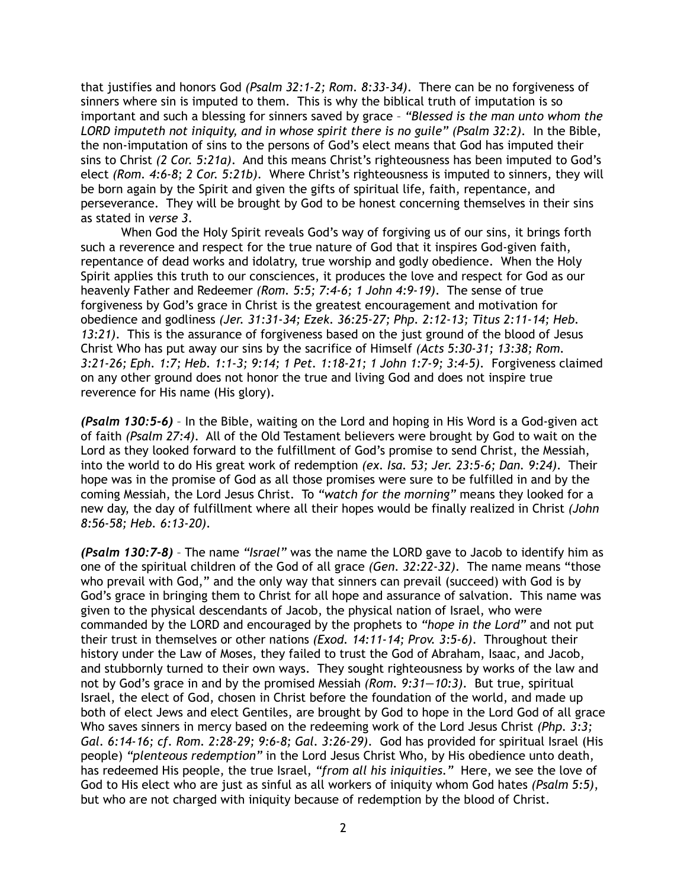that justifies and honors God *(Psalm 32:1-2; Rom. 8:33-34)*. There can be no forgiveness of sinners where sin is imputed to them. This is why the biblical truth of imputation is so important and such a blessing for sinners saved by grace – *"Blessed is the man unto whom the LORD imputeth not iniquity, and in whose spirit there is no guile" (Psalm 32:2)*. In the Bible, the non-imputation of sins to the persons of God's elect means that God has imputed their sins to Christ *(2 Cor. 5:21a)*. And this means Christ's righteousness has been imputed to God's elect *(Rom. 4:6-8; 2 Cor. 5:21b)*. Where Christ's righteousness is imputed to sinners, they will be born again by the Spirit and given the gifts of spiritual life, faith, repentance, and perseverance. They will be brought by God to be honest concerning themselves in their sins as stated in *verse 3*.

When God the Holy Spirit reveals God's way of forgiving us of our sins, it brings forth such a reverence and respect for the true nature of God that it inspires God-given faith, repentance of dead works and idolatry, true worship and godly obedience. When the Holy Spirit applies this truth to our consciences, it produces the love and respect for God as our heavenly Father and Redeemer *(Rom. 5:5; 7:4-6; 1 John 4:9-19)*. The sense of true forgiveness by God's grace in Christ is the greatest encouragement and motivation for obedience and godliness *(Jer. 31:31-34; Ezek. 36:25-27; Php. 2:12-13; Titus 2:11-14; Heb. 13:21)*. This is the assurance of forgiveness based on the just ground of the blood of Jesus Christ Who has put away our sins by the sacrifice of Himself *(Acts 5:30-31; 13:38; Rom. 3:21-26; Eph. 1:7; Heb. 1:1-3; 9:14; 1 Pet. 1:18-21; 1 John 1:7-9; 3:4-5)*. Forgiveness claimed on any other ground does not honor the true and living God and does not inspire true reverence for His name (His glory).

***(Psalm 130:5-6)*** – In the Bible, waiting on the Lord and hoping in His Word is a God-given act of faith *(Psalm 27:4)*. All of the Old Testament believers were brought by God to wait on the Lord as they looked forward to the fulfillment of God's promise to send Christ, the Messiah, into the world to do His great work of redemption *(ex. Isa. 53; Jer. 23:5-6; Dan. 9:24)*. Their hope was in the promise of God as all those promises were sure to be fulfilled in and by the coming Messiah, the Lord Jesus Christ. To *"watch for the morning"* means they looked for a new day, the day of fulfillment where all their hopes would be finally realized in Christ *(John 8:56-58; Heb. 6:13-20)*.

***(Psalm 130:7-8)*** – The name *"Israel"* was the name the LORD gave to Jacob to identify him as one of the spiritual children of the God of all grace *(Gen. 32:22-32)*. The name means "those who prevail with God," and the only way that sinners can prevail (succeed) with God is by God's grace in bringing them to Christ for all hope and assurance of salvation. This name was given to the physical descendants of Jacob, the physical nation of Israel, who were commanded by the LORD and encouraged by the prophets to *"hope in the Lord"* and not put their trust in themselves or other nations *(Exod. 14:11-14; Prov. 3:5-6)*. Throughout their history under the Law of Moses, they failed to trust the God of Abraham, Isaac, and Jacob, and stubbornly turned to their own ways. They sought righteousness by works of the law and not by God's grace in and by the promised Messiah *(Rom. 9:31—10:3)*. But true, spiritual Israel, the elect of God, chosen in Christ before the foundation of the world, and made up both of elect Jews and elect Gentiles, are brought by God to hope in the Lord God of all grace Who saves sinners in mercy based on the redeeming work of the Lord Jesus Christ *(Php. 3:3; Gal. 6:14-16; cf. Rom. 2:28-29; 9:6-8; Gal. 3:26-29)*. God has provided for spiritual Israel (His people) *"plenteous redemption"* in the Lord Jesus Christ Who, by His obedience unto death, has redeemed His people, the true Israel, *"from all his iniquities."* Here, we see the love of God to His elect who are just as sinful as all workers of iniquity whom God hates *(Psalm 5:5)*, but who are not charged with iniquity because of redemption by the blood of Christ.